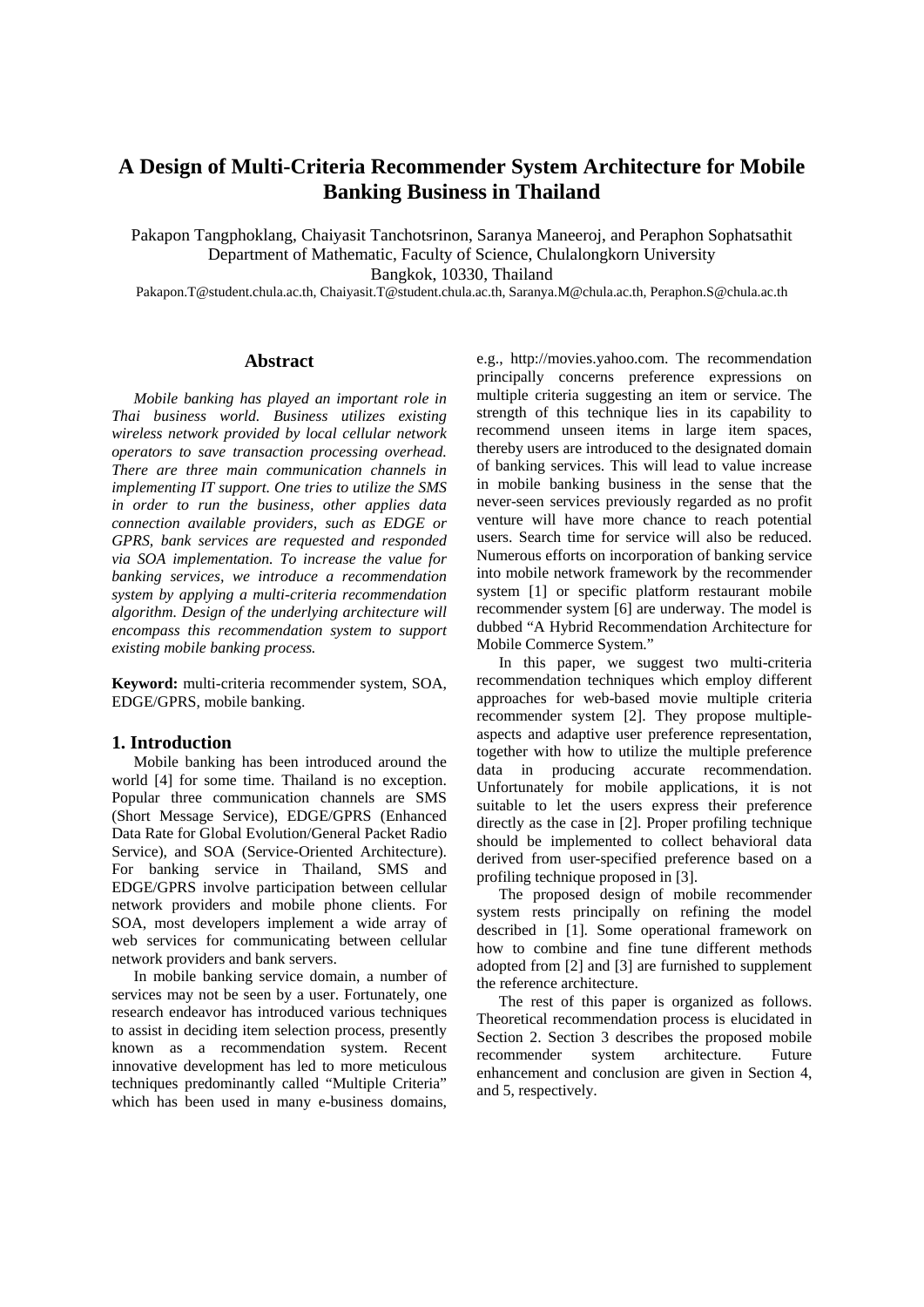# A Design of Multi-Criteria Recommender System Architecture for Mobile Banking Business in Thailand

Pakapon Tangphoklang, Chaiyasit Tanchotsrinon, Saranya Maneeroj, and Peraphon Sophatsathit
Department of Mathematic, Faculty of Science, Chulalongkorn University
Bangkok, 10330, Thailand
Pakapon.T@student.chula.ac.th, Chaiyasit.T@student.chula.ac.th, Saranya.M@chula.ac.th, Peraphon.S@chula.ac.th

## Abstract

*Mobile banking has played an important role in Thai business world. Business utilizes existing wireless network provided by local cellular network operators to save transaction processing overhead. There are three main communication channels in implementing IT support. One tries to utilize the SMS in order to run the business, other applies data connection available providers, such as EDGE or GPRS, bank services are requested and responded via SOA implementation. To increase the value for banking services, we introduce a recommendation system by applying a multi-criteria recommendation algorithm. Design of the underlying architecture will encompass this recommendation system to support existing mobile banking process.*

**Keyword:** multi-criteria recommender system, SOA, EDGE/GPRS, mobile banking.

## 1. Introduction

Mobile banking has been introduced around the world [4] for some time. Thailand is no exception. Popular three communication channels are SMS (Short Message Service), EDGE/GPRS (Enhanced Data Rate for Global Evolution/General Packet Radio Service), and SOA (Service-Oriented Architecture). For banking service in Thailand, SMS and EDGE/GPRS involve participation between cellular network providers and mobile phone clients. For SOA, most developers implement a wide array of web services for communicating between cellular network providers and bank servers.

In mobile banking service domain, a number of services may not be seen by a user. Fortunately, one research endeavor has introduced various techniques to assist in deciding item selection process, presently known as a recommendation system. Recent innovative development has led to more meticulous techniques predominantly called "Multiple Criteria" which has been used in many e-business domains, e.g., http://movies.yahoo.com. The recommendation principally concerns preference expressions on multiple criteria suggesting an item or service. The strength of this technique lies in its capability to recommend unseen items in large item spaces, thereby users are introduced to the designated domain of banking services. This will lead to value increase in mobile banking business in the sense that the never-seen services previously regarded as no profit venture will have more chance to reach potential users. Search time for service will also be reduced. Numerous efforts on incorporation of banking service into mobile network framework by the recommender system [1] or specific platform restaurant mobile recommender system [6] are underway. The model is dubbed "A Hybrid Recommendation Architecture for Mobile Commerce System."

In this paper, we suggest two multi-criteria recommendation techniques which employ different approaches for web-based movie multiple criteria recommender system [2]. They propose multiple-aspects and adaptive user preference representation, together with how to utilize the multiple preference data in producing accurate recommendation. Unfortunately for mobile applications, it is not suitable to let the users express their preference directly as the case in [2]. Proper profiling technique should be implemented to collect behavioral data derived from user-specified preference based on a profiling technique proposed in [3].

The proposed design of mobile recommender system rests principally on refining the model described in [1]. Some operational framework on how to combine and fine tune different methods adopted from [2] and [3] are furnished to supplement the reference architecture.

The rest of this paper is organized as follows. Theoretical recommendation process is elucidated in Section 2. Section 3 describes the proposed mobile recommender system architecture. Future enhancement and conclusion are given in Section 4, and 5, respectively.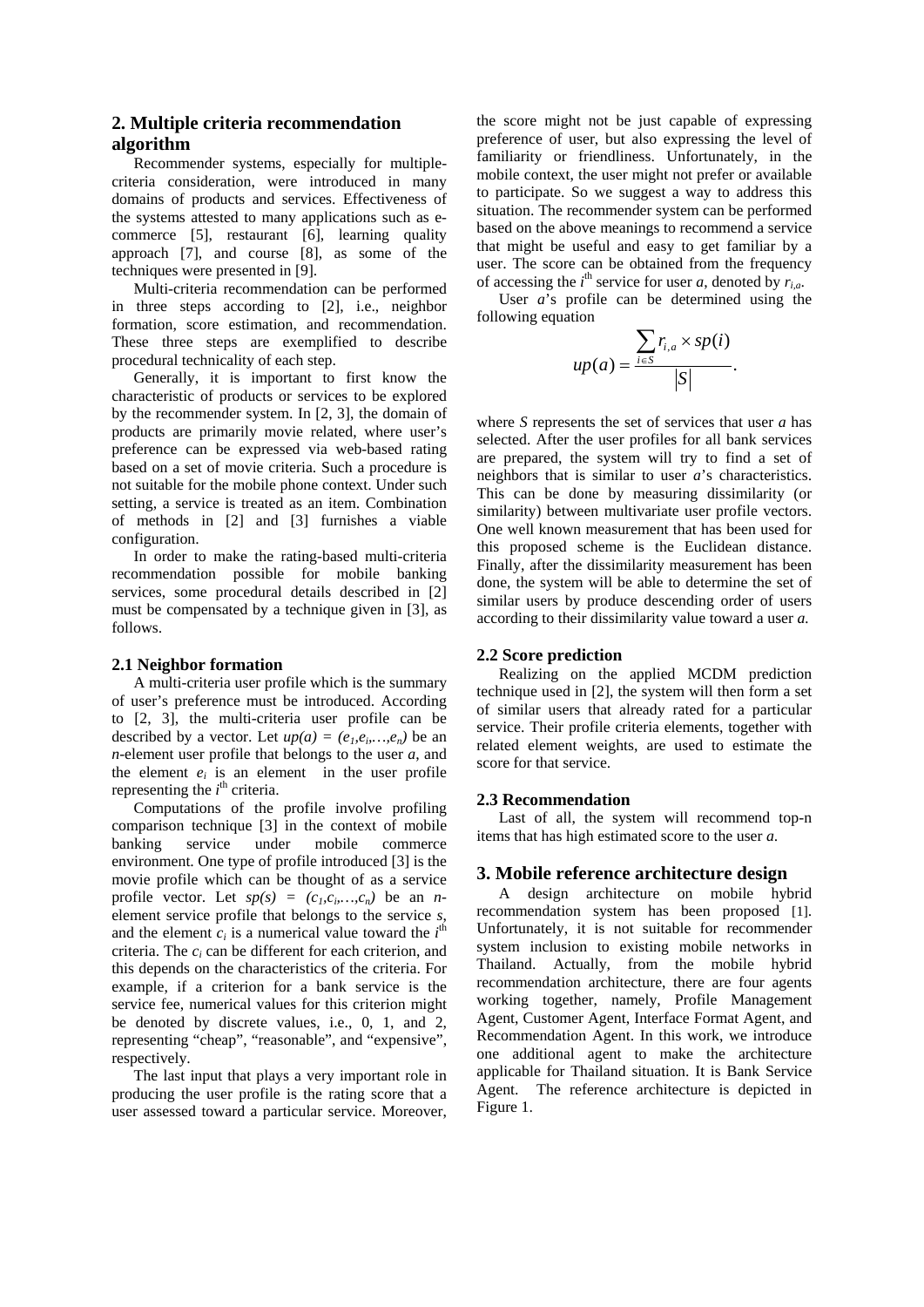## 2. Multiple criteria recommendation algorithm

Recommender systems, especially for multiple-criteria consideration, were introduced in many domains of products and services. Effectiveness of the systems attested to many applications such as e-commerce [5], restaurant [6], learning quality approach [7], and course [8], as some of the techniques were presented in [9].

Multi-criteria recommendation can be performed in three steps according to [2], i.e., neighbor formation, score estimation, and recommendation. These three steps are exemplified to describe procedural technicality of each step.

Generally, it is important to first know the characteristic of products or services to be explored by the recommender system. In [2, 3], the domain of products are primarily movie related, where user's preference can be expressed via web-based rating based on a set of movie criteria. Such a procedure is not suitable for the mobile phone context. Under such setting, a service is treated as an item. Combination of methods in [2] and [3] furnishes a viable configuration.

In order to make the rating-based multi-criteria recommendation possible for mobile banking services, some procedural details described in [2] must be compensated by a technique given in [3], as follows.

### 2.1 Neighbor formation

A multi-criteria user profile which is the summary of user's preference must be introduced. According to [2, 3], the multi-criteria user profile can be described by a vector. Let $up(a) = (e_1, e_i, \ldots, e_n)$ be an *n*-element user profile that belongs to the user *a*, and the element $e_i$ is an element in the user profile representing the $i^{th}$ criteria.

Computations of the profile involve profiling comparison technique [3] in the context of mobile banking service under mobile commerce environment. One type of profile introduced [3] is the movie profile which can be thought of as a service profile vector. Let $sp(s) = (c_1, c_i, \ldots, c_n)$ be an *n*-element service profile that belongs to the service *s*, and the element $c_i$ is a numerical value toward the $i^{th}$ criteria. The $c_i$ can be different for each criterion, and this depends on the characteristics of the criteria. For example, if a criterion for a bank service is the service fee, numerical values for this criterion might be denoted by discrete values, i.e., 0, 1, and 2, representing "cheap", "reasonable", and "expensive", respectively.

The last input that plays a very important role in producing the user profile is the rating score that a user assessed toward a particular service. Moreover, the score might not be just capable of expressing preference of user, but also expressing the level of familiarity or friendliness. Unfortunately, in the mobile context, the user might not prefer or available to participate. So we suggest a way to address this situation. The recommender system can be performed based on the above meanings to recommend a service that might be useful and easy to get familiar by a user. The score can be obtained from the frequency of accessing the $i^{th}$ service for user *a*, denoted by $r_{i,a}$.

User *a*'s profile can be determined using the following equation

$$up(a) = \frac{\sum_{i \in S} r_{i,a} \times sp(i)}{|S|}.$$

where *S* represents the set of services that user *a* has selected. After the user profiles for all bank services are prepared, the system will try to find a set of neighbors that is similar to user *a*'s characteristics. This can be done by measuring dissimilarity (or similarity) between multivariate user profile vectors. One well known measurement that has been used for this proposed scheme is the Euclidean distance. Finally, after the dissimilarity measurement has been done, the system will be able to determine the set of similar users by produce descending order of users according to their dissimilarity value toward a user *a*.

### 2.2 Score prediction

Realizing on the applied MCDM prediction technique used in [2], the system will then form a set of similar users that already rated for a particular service. Their profile criteria elements, together with related element weights, are used to estimate the score for that service.

### 2.3 Recommendation

Last of all, the system will recommend top-n items that has high estimated score to the user *a*.

## 3. Mobile reference architecture design

A design architecture on mobile hybrid recommendation system has been proposed [1]. Unfortunately, it is not suitable for recommender system inclusion to existing mobile networks in Thailand. Actually, from the mobile hybrid recommendation architecture, there are four agents working together, namely, Profile Management Agent, Customer Agent, Interface Format Agent, and Recommendation Agent. In this work, we introduce one additional agent to make the architecture applicable for Thailand situation. It is Bank Service Agent. The reference architecture is depicted in Figure 1.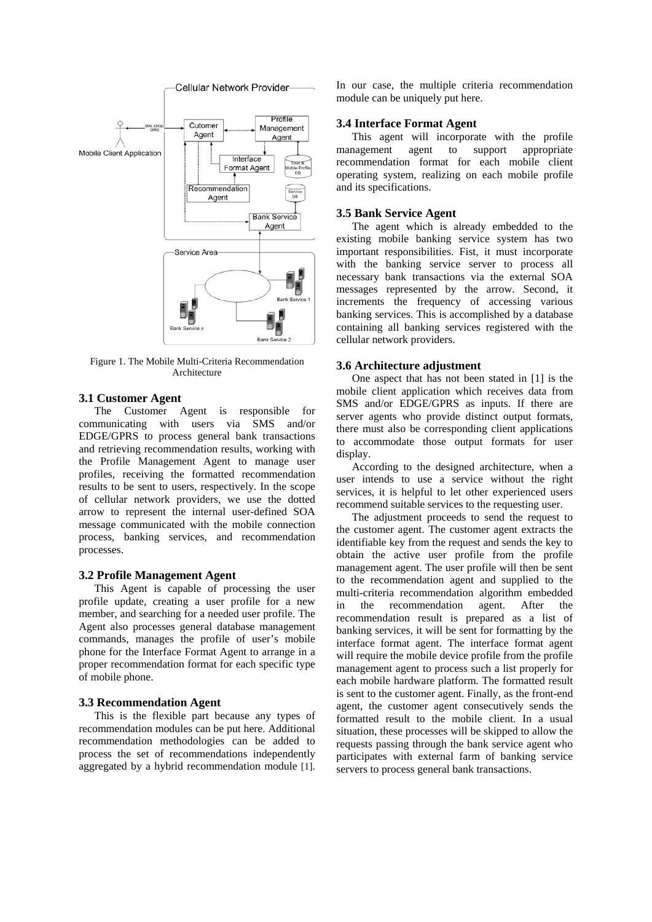Figure 1. The Mobile Multi-Criteria Recommendation Architecture

### 3.1 Customer Agent

The Customer Agent is responsible for communicating with users via SMS and/or EDGE/GPRS to process general bank transactions and retrieving recommendation results, working with the Profile Management Agent to manage user profiles, receiving the formatted recommendation results to be sent to users, respectively. In the scope of cellular network providers, we use the dotted arrow to represent the internal user-defined SOA message communicated with the mobile connection process, banking services, and recommendation processes.

### 3.2 Profile Management Agent

This Agent is capable of processing the user profile update, creating a user profile for a new member, and searching for a needed user profile. The Agent also processes general database management commands, manages the profile of user's mobile phone for the Interface Format Agent to arrange in a proper recommendation format for each specific type of mobile phone.

### 3.3 Recommendation Agent

This is the flexible part because any types of recommendation modules can be put here. Additional recommendation methodologies can be added to process the set of recommendations independently aggregated by a hybrid recommendation module [1]. In our case, the multiple criteria recommendation module can be uniquely put here.

### 3.4 Interface Format Agent

This agent will incorporate with the profile management agent to support appropriate recommendation format for each mobile client operating system, realizing on each mobile profile and its specifications.

### 3.5 Bank Service Agent

The agent which is already embedded to the existing mobile banking service system has two important responsibilities. Fist, it must incorporate with the banking service server to process all necessary bank transactions via the external SOA messages represented by the arrow. Second, it increments the frequency of accessing various banking services. This is accomplished by a database containing all banking services registered with the cellular network providers.

### 3.6 Architecture adjustment

One aspect that has not been stated in [1] is the mobile client application which receives data from SMS and/or EDGE/GPRS as inputs. If there are server agents who provide distinct output formats, there must also be corresponding client applications to accommodate those output formats for user display.

According to the designed architecture, when a user intends to use a service without the right services, it is helpful to let other experienced users recommend suitable services to the requesting user.

The adjustment proceeds to send the request to the customer agent. The customer agent extracts the identifiable key from the request and sends the key to obtain the active user profile from the profile management agent. The user profile will then be sent to the recommendation agent and supplied to the multi-criteria recommendation algorithm embedded in the recommendation agent. After the recommendation result is prepared as a list of banking services, it will be sent for formatting by the interface format agent. The interface format agent will require the mobile device profile from the profile management agent to process such a list properly for each mobile hardware platform. The formatted result is sent to the customer agent. Finally, as the front-end agent, the customer agent consecutively sends the formatted result to the mobile client. In a usual situation, these processes will be skipped to allow the requests passing through the bank service agent who participates with external farm of banking service servers to process general bank transactions.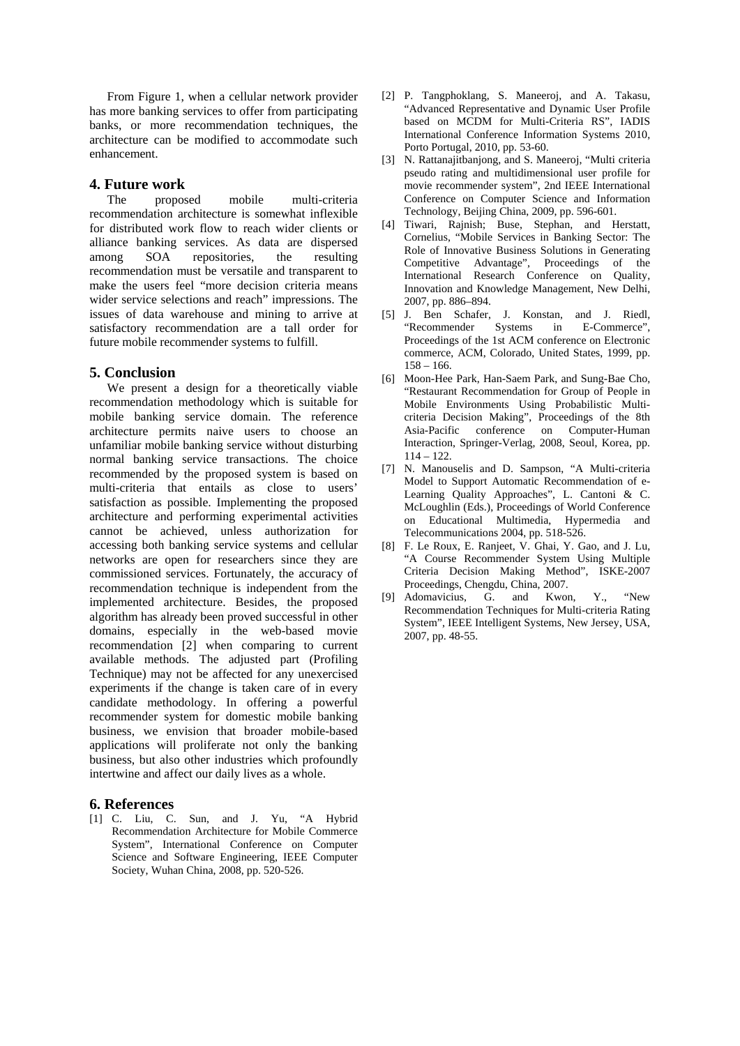From Figure 1, when a cellular network provider has more banking services to offer from participating banks, or more recommendation techniques, the architecture can be modified to accommodate such enhancement.

## 4. Future work

The proposed mobile multi-criteria recommendation architecture is somewhat inflexible for distributed work flow to reach wider clients or alliance banking services. As data are dispersed among SOA repositories, the resulting recommendation must be versatile and transparent to make the users feel "more decision criteria means wider service selections and reach" impressions. The issues of data warehouse and mining to arrive at satisfactory recommendation are a tall order for future mobile recommender systems to fulfill.

## 5. Conclusion

We present a design for a theoretically viable recommendation methodology which is suitable for mobile banking service domain. The reference architecture permits naive users to choose an unfamiliar mobile banking service without disturbing normal banking service transactions. The choice recommended by the proposed system is based on multi-criteria that entails as close to users' satisfaction as possible. Implementing the proposed architecture and performing experimental activities cannot be achieved, unless authorization for accessing both banking service systems and cellular networks are open for researchers since they are commissioned services. Fortunately, the accuracy of recommendation technique is independent from the implemented architecture. Besides, the proposed algorithm has already been proved successful in other domains, especially in the web-based movie recommendation [2] when comparing to current available methods. The adjusted part (Profiling Technique) may not be affected for any unexercised experiments if the change is taken care of in every candidate methodology. In offering a powerful recommender system for domestic mobile banking business, we envision that broader mobile-based applications will proliferate not only the banking business, but also other industries which profoundly intertwine and affect our daily lives as a whole.

## 6. References

[1] C. Liu, C. Sun, and J. Yu, "A Hybrid Recommendation Architecture for Mobile Commerce System", International Conference on Computer Science and Software Engineering, IEEE Computer Society, Wuhan China, 2008, pp. 520-526.

[2] P. Tangphoklang, S. Maneeroj, and A. Takasu, "Advanced Representative and Dynamic User Profile based on MCDM for Multi-Criteria RS", IADIS International Conference Information Systems 2010, Porto Portugal, 2010, pp. 53-60.

[3] N. Rattanajitbanjong, and S. Maneeroj, "Multi criteria pseudo rating and multidimensional user profile for movie recommender system", 2nd IEEE International Conference on Computer Science and Information Technology, Beijing China, 2009, pp. 596-601.

[4] Tiwari, Rajnish; Buse, Stephan, and Herstatt, Cornelius, "Mobile Services in Banking Sector: The Role of Innovative Business Solutions in Generating Competitive Advantage", Proceedings of the International Research Conference on Quality, Innovation and Knowledge Management, New Delhi, 2007, pp. 886–894.

[5] J. Ben Schafer, J. Konstan, and J. Riedl, "Recommender Systems in E-Commerce", Proceedings of the 1st ACM conference on Electronic commerce, ACM, Colorado, United States, 1999, pp. 158 – 166.

[6] Moon-Hee Park, Han-Saem Park, and Sung-Bae Cho, "Restaurant Recommendation for Group of People in Mobile Environments Using Probabilistic Multi-criteria Decision Making", Proceedings of the 8th Asia-Pacific conference on Computer-Human Interaction, Springer-Verlag, 2008, Seoul, Korea, pp. 114 – 122.

[7] N. Manouselis and D. Sampson, "A Multi-criteria Model to Support Automatic Recommendation of e-Learning Quality Approaches", L. Cantoni & C. McLoughlin (Eds.), Proceedings of World Conference on Educational Multimedia, Hypermedia and Telecommunications 2004, pp. 518-526.

[8] F. Le Roux, E. Ranjeet, V. Ghai, Y. Gao, and J. Lu, "A Course Recommender System Using Multiple Criteria Decision Making Method", ISKE-2007 Proceedings, Chengdu, China, 2007.

[9] Adomavicius, G. and Kwon, Y., "New Recommendation Techniques for Multi-criteria Rating System", IEEE Intelligent Systems, New Jersey, USA, 2007, pp. 48-55.